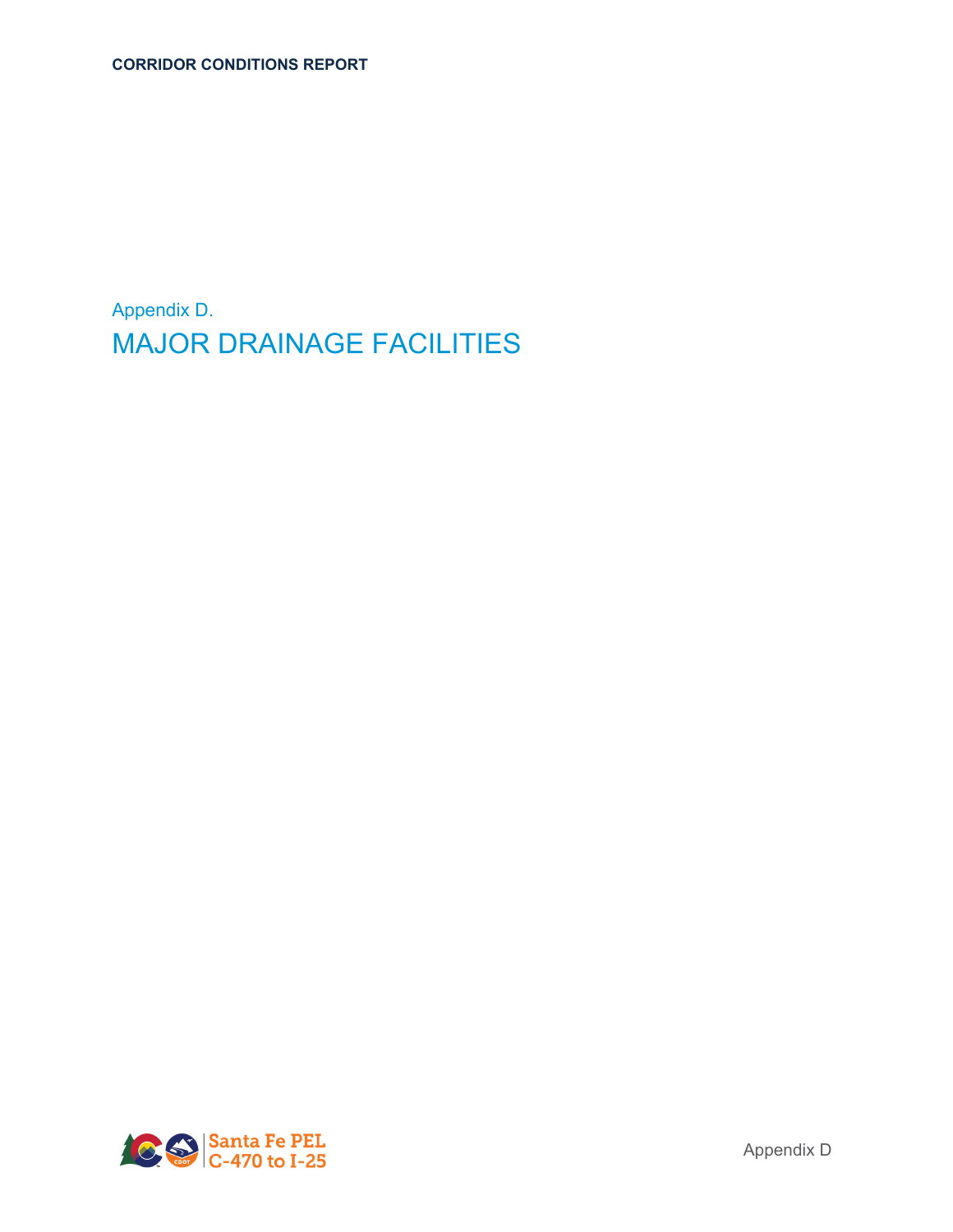Appendix D.

# MAJOR DRAINAGE FACILITIES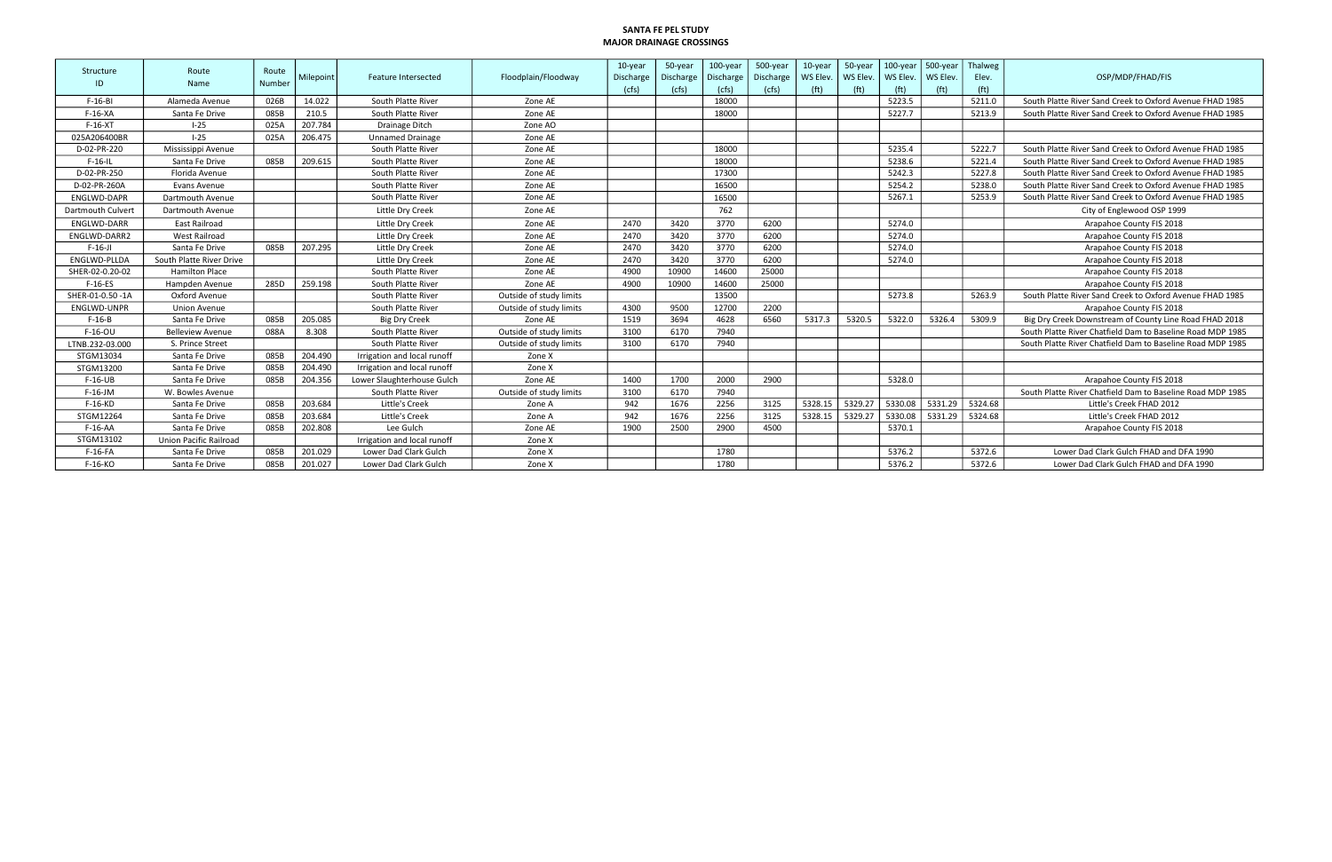**SANTA FE PEL STUDY**
**MAJOR DRAINAGE CROSSINGS**

| Structure ID | Route Name | Route Number | Milepoint | Feature Intersected | Floodplain/Floodway | 10-year Discharge (cfs) | 50-year Discharge (cfs) | 100-year Discharge (cfs) | 500-year Discharge (cfs) | 10-year WS Elev. (ft) | 50-year WS Elev. (ft) | 100-year WS Elev. (ft) | 500-year WS Elev. (ft) | Thalweg Elev. (ft) | OSP/MDP/FHAD/FIS |
|---|---|---|---|---|---|---|---|---|---|---|---|---|---|---|---|
| F-16-BI | Alameda Avenue | 026B | 14.022 | South Platte River | Zone AE | | | 18000 | | | | 5223.5 | | 5211.0 | South Platte River Sand Creek to Oxford Avenue FHAD 1985 |
| F-16-XA | Santa Fe Drive | 085B | 210.5 | South Platte River | Zone AE | | | 18000 | | | | 5227.7 | | 5213.9 | South Platte River Sand Creek to Oxford Avenue FHAD 1985 |
| F-16-XT | I-25 | 025A | 207.784 | Drainage Ditch | Zone AO | | | | | | | | | | |
| 025A206400BR | I-25 | 025A | 206.475 | Unnamed Drainage | Zone AE | | | | | | | | | | |
| D-02-PR-220 | Mississippi Avenue | | | South Platte River | Zone AE | | | 18000 | | | | 5235.4 | | 5222.7 | South Platte River Sand Creek to Oxford Avenue FHAD 1985 |
| F-16-IL | Santa Fe Drive | 085B | 209.615 | South Platte River | Zone AE | | | 18000 | | | | 5238.6 | | 5221.4 | South Platte River Sand Creek to Oxford Avenue FHAD 1985 |
| D-02-PR-250 | Florida Avenue | | | South Platte River | Zone AE | | | 17300 | | | | 5242.3 | | 5227.8 | South Platte River Sand Creek to Oxford Avenue FHAD 1985 |
| D-02-PR-260A | Evans Avenue | | | South Platte River | Zone AE | | | 16500 | | | | 5254.2 | | 5238.0 | South Platte River Sand Creek to Oxford Avenue FHAD 1985 |
| ENGLWD-DAPR | Dartmouth Avenue | | | South Platte River | Zone AE | | | 16500 | | | | 5267.1 | | 5253.9 | South Platte River Sand Creek to Oxford Avenue FHAD 1985 |
| Dartmouth Culvert | Dartmouth Avenue | | | Little Dry Creek | Zone AE | | | 762 | | | | | | | City of Englewood OSP 1999 |
| ENGLWD-DARR | East Railroad | | | Little Dry Creek | Zone AE | 2470 | 3420 | 3770 | 6200 | | | 5274.0 | | | Arapahoe County FIS 2018 |
| ENGLWD-DARR2 | West Railroad | | | Little Dry Creek | Zone AE | 2470 | 3420 | 3770 | 6200 | | | 5274.0 | | | Arapahoe County FIS 2018 |
| F-16-JI | Santa Fe Drive | 085B | 207.295 | Little Dry Creek | Zone AE | 2470 | 3420 | 3770 | 6200 | | | 5274.0 | | | Arapahoe County FIS 2018 |
| ENGLWD-PLLDA | South Platte River Drive | | | Little Dry Creek | Zone AE | 2470 | 3420 | 3770 | 6200 | | | 5274.0 | | | Arapahoe County FIS 2018 |
| SHER-02-0.20-02 | Hamilton Place | | | South Platte River | Zone AE | 4900 | 10900 | 14600 | 25000 | | | | | | Arapahoe County FIS 2018 |
| F-16-ES | Hampden Avenue | 285D | 259.198 | South Platte River | Zone AE | 4900 | 10900 | 14600 | 25000 | | | | | | Arapahoe County FIS 2018 |
| SHER-01-0.50 -1A | Oxford Avenue | | | South Platte River | Outside of study limits | | | 13500 | | | | 5273.8 | | 5263.9 | South Platte River Sand Creek to Oxford Avenue FHAD 1985 |
| ENGLWD-UNPR | Union Avenue | | | South Platte River | Outside of study limits | 4300 | 9500 | 12700 | 2200 | | | | | | Arapahoe County FIS 2018 |
| F-16-B | Santa Fe Drive | 085B | 205.085 | Big Dry Creek | Zone AE | 1519 | 3694 | 4628 | 6560 | 5317.3 | 5320.5 | 5322.0 | 5326.4 | 5309.9 | Big Dry Creek Downstream of County Line Road FHAD 2018 |
| F-16-OU | Belleview Avenue | 088A | 8.308 | South Platte River | Outside of study limits | 3100 | 6170 | 7940 | | | | | | | South Platte River Chatfield Dam to Baseline Road MDP 1985 |
| LTNB.232-03.000 | S. Prince Street | | | South Platte River | Outside of study limits | 3100 | 6170 | 7940 | | | | | | | South Platte River Chatfield Dam to Baseline Road MDP 1985 |
| STGM13034 | Santa Fe Drive | 085B | 204.490 | Irrigation and local runoff | Zone X | | | | | | | | | | |
| STGM13200 | Santa Fe Drive | 085B | 204.490 | Irrigation and local runoff | Zone X | | | | | | | | | | |
| F-16-UB | Santa Fe Drive | 085B | 204.356 | Lower Slaughterhouse Gulch | Zone AE | 1400 | 1700 | 2000 | 2900 | | | 5328.0 | | | Arapahoe County FIS 2018 |
| F-16-JM | W. Bowles Avenue | | | South Platte River | Outside of study limits | 3100 | 6170 | 7940 | | | | | | | South Platte River Chatfield Dam to Baseline Road MDP 1985 |
| F-16-KD | Santa Fe Drive | 085B | 203.684 | Little's Creek | Zone A | 942 | 1676 | 2256 | 3125 | 5328.15 | 5329.27 | 5330.08 | 5331.29 | 5324.68 | Little's Creek FHAD 2012 |
| STGM12264 | Santa Fe Drive | 085B | 203.684 | Little's Creek | Zone A | 942 | 1676 | 2256 | 3125 | 5328.15 | 5329.27 | 5330.08 | 5331.29 | 5324.68 | Little's Creek FHAD 2012 |
| F-16-AA | Santa Fe Drive | 085B | 202.808 | Lee Gulch | Zone AE | 1900 | 2500 | 2900 | 4500 | | | 5370.1 | | | Arapahoe County FIS 2018 |
| STGM13102 | Union Pacific Railroad | | | Irrigation and local runoff | Zone X | | | | | | | | | | |
| F-16-FA | Santa Fe Drive | 085B | 201.029 | Lower Dad Clark Gulch | Zone X | | | 1780 | | | | 5376.2 | | 5372.6 | Lower Dad Clark Gulch FHAD and DFA 1990 |
| F-16-KO | Santa Fe Drive | 085B | 201.027 | Lower Dad Clark Gulch | Zone X | | | 1780 | | | | 5376.2 | | 5372.6 | Lower Dad Clark Gulch FHAD and DFA 1990 |